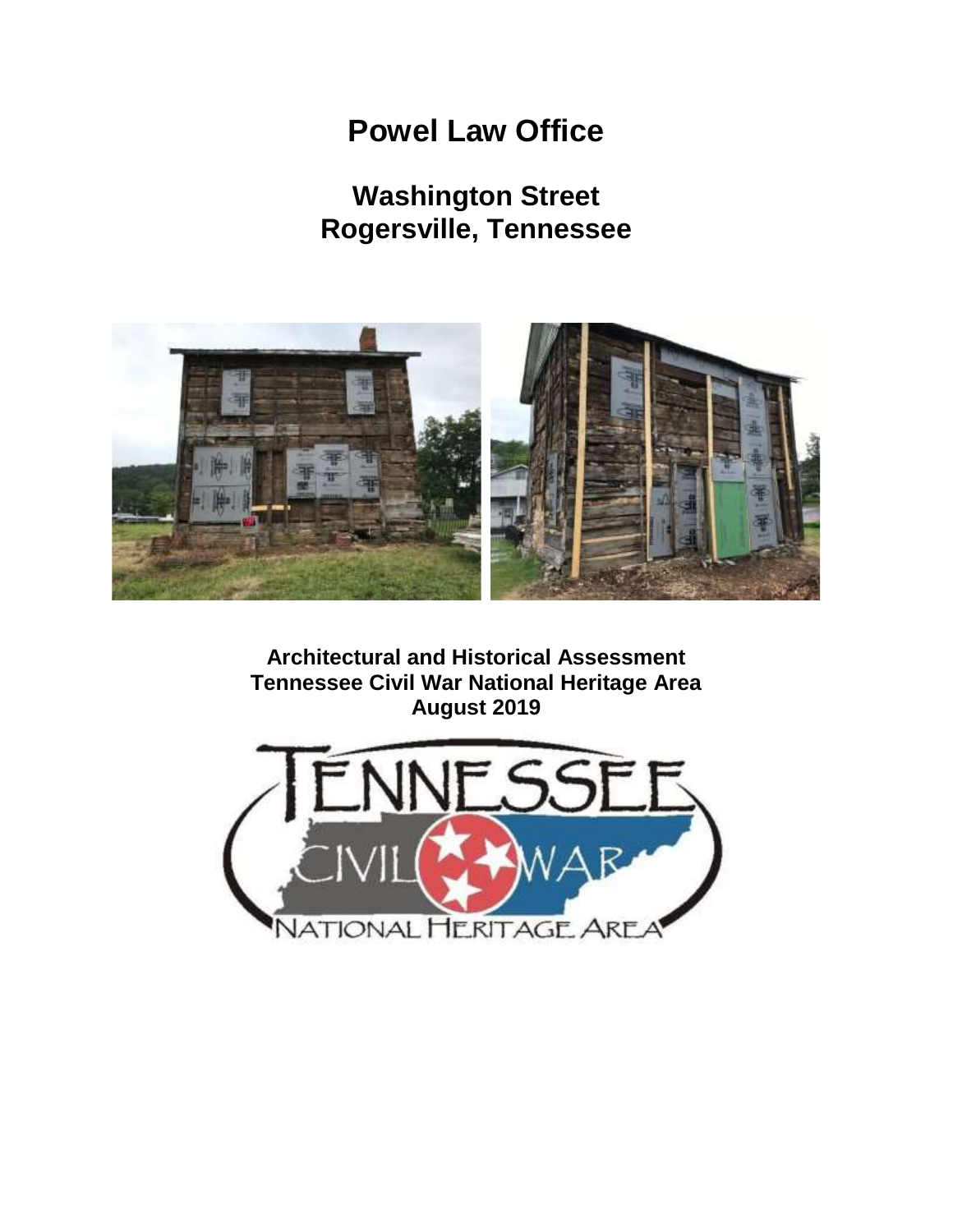# Powel Law Office

## Washington Street
## Rogersville, Tennessee

**Architectural and Historical Assessment**
**Tennessee Civil War National Heritage Area**
**August 2019**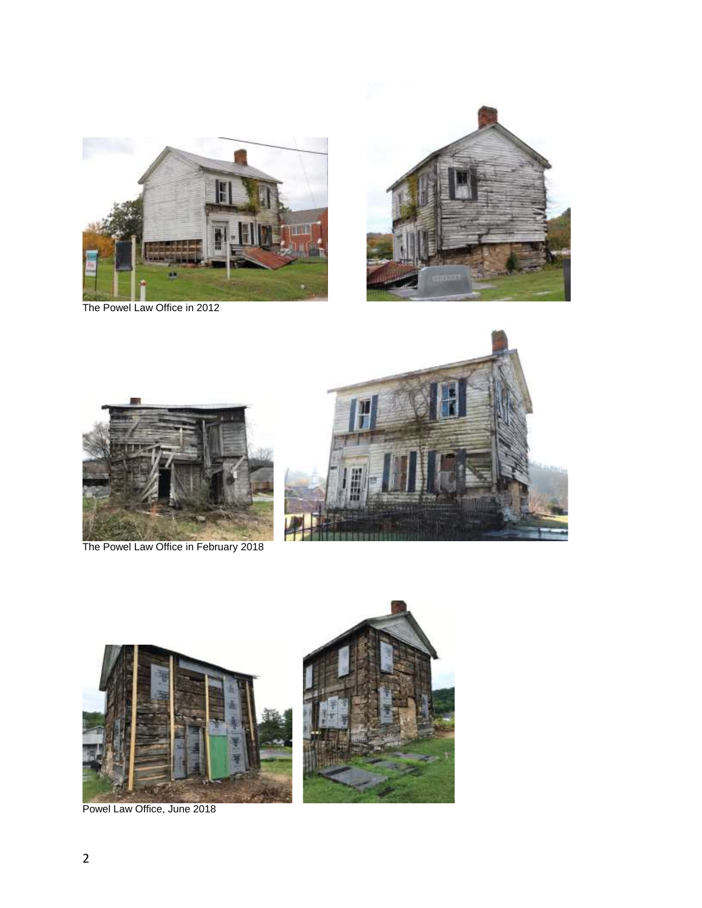The Powel Law Office in 2012

The Powel Law Office in February 2018

Powel Law Office, June 2018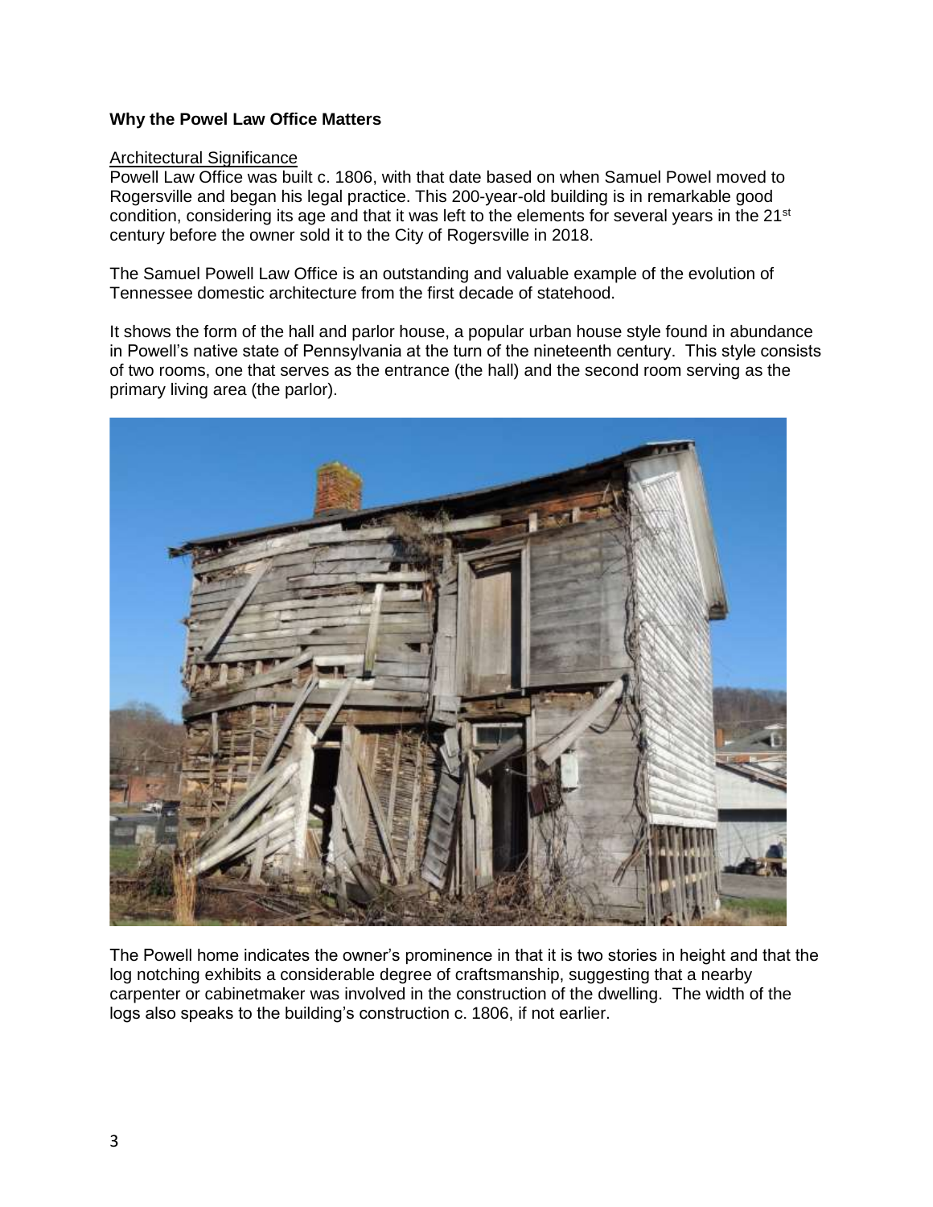**Why the Powel Law Office Matters**

Architectural Significance

Powell Law Office was built c. 1806, with that date based on when Samuel Powel moved to Rogersville and began his legal practice. This 200-year-old building is in remarkable good condition, considering its age and that it was left to the elements for several years in the 21st century before the owner sold it to the City of Rogersville in 2018.

The Samuel Powell Law Office is an outstanding and valuable example of the evolution of Tennessee domestic architecture from the first decade of statehood.

It shows the form of the hall and parlor house, a popular urban house style found in abundance in Powell's native state of Pennsylvania at the turn of the nineteenth century. This style consists of two rooms, one that serves as the entrance (the hall) and the second room serving as the primary living area (the parlor).

The Powell home indicates the owner's prominence in that it is two stories in height and that the log notching exhibits a considerable degree of craftsmanship, suggesting that a nearby carpenter or cabinetmaker was involved in the construction of the dwelling. The width of the logs also speaks to the building's construction c. 1806, if not earlier.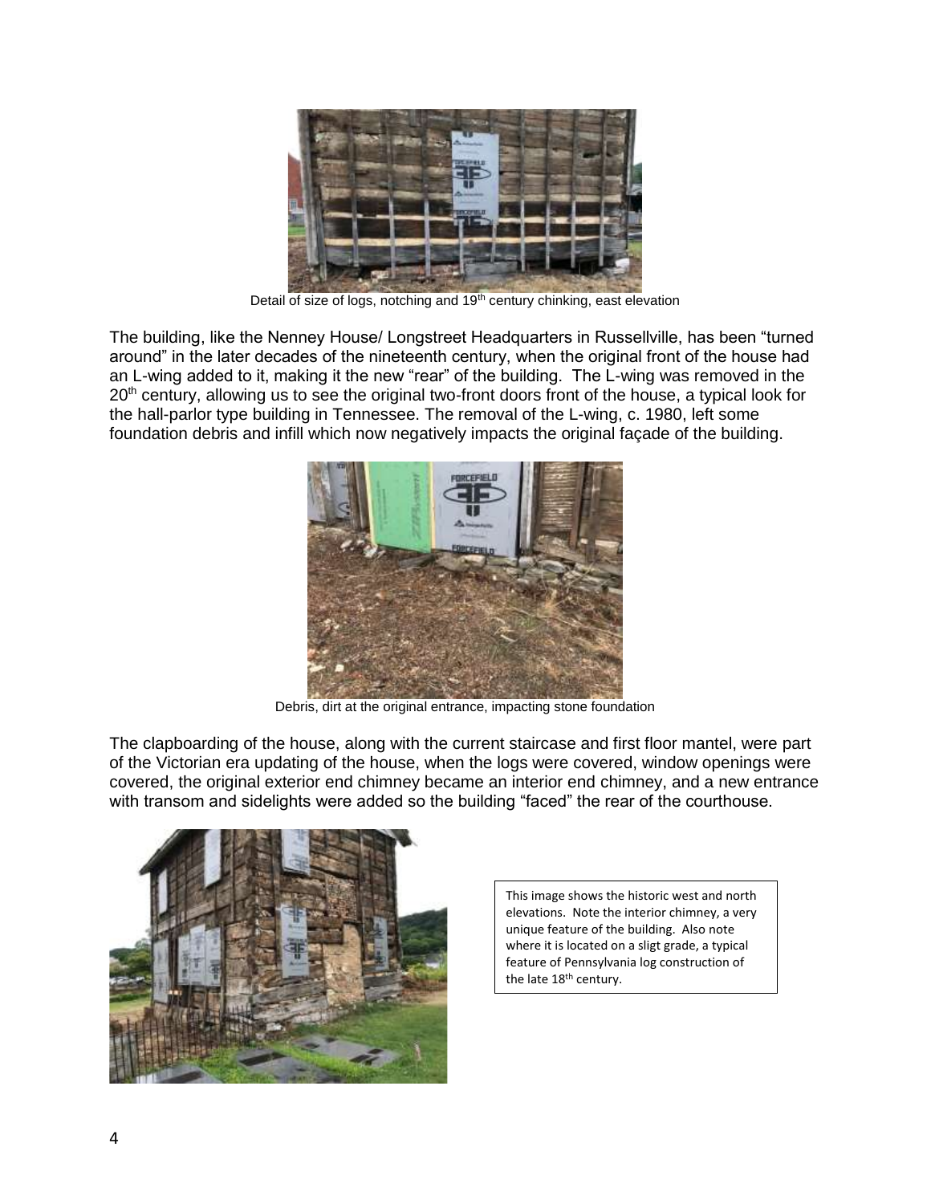Detail of size of logs, notching and 19th century chinking, east elevation

The building, like the Nenney House/ Longstreet Headquarters in Russellville, has been "turned around" in the later decades of the nineteenth century, when the original front of the house had an L-wing added to it, making it the new "rear" of the building. The L-wing was removed in the 20th century, allowing us to see the original two-front doors front of the house, a typical look for the hall-parlor type building in Tennessee. The removal of the L-wing, c. 1980, left some foundation debris and infill which now negatively impacts the original façade of the building.

Debris, dirt at the original entrance, impacting stone foundation

The clapboarding of the house, along with the current staircase and first floor mantel, were part of the Victorian era updating of the house, when the logs were covered, window openings were covered, the original exterior end chimney became an interior end chimney, and a new entrance with transom and sidelights were added so the building "faced" the rear of the courthouse.

This image shows the historic west and north elevations. Note the interior chimney, a very unique feature of the building. Also note where it is located on a sligt grade, a typical feature of Pennsylvania log construction of the late 18th century.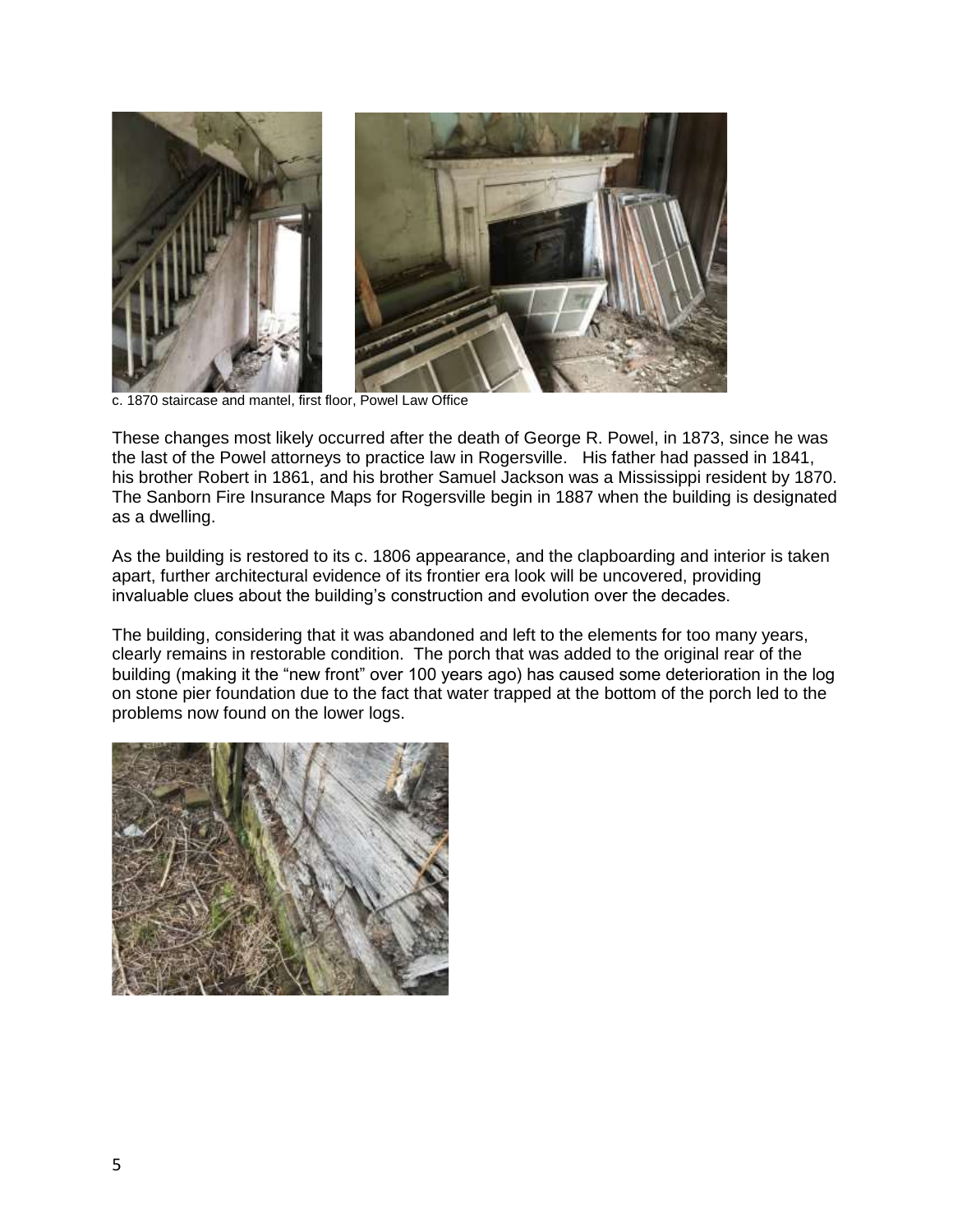c. 1870 staircase and mantel, first floor, Powel Law Office

These changes most likely occurred after the death of George R. Powel, in 1873, since he was the last of the Powel attorneys to practice law in Rogersville. His father had passed in 1841, his brother Robert in 1861, and his brother Samuel Jackson was a Mississippi resident by 1870. The Sanborn Fire Insurance Maps for Rogersville begin in 1887 when the building is designated as a dwelling.

As the building is restored to its c. 1806 appearance, and the clapboarding and interior is taken apart, further architectural evidence of its frontier era look will be uncovered, providing invaluable clues about the building's construction and evolution over the decades.

The building, considering that it was abandoned and left to the elements for too many years, clearly remains in restorable condition. The porch that was added to the original rear of the building (making it the "new front" over 100 years ago) has caused some deterioration in the log on stone pier foundation due to the fact that water trapped at the bottom of the porch led to the problems now found on the lower logs.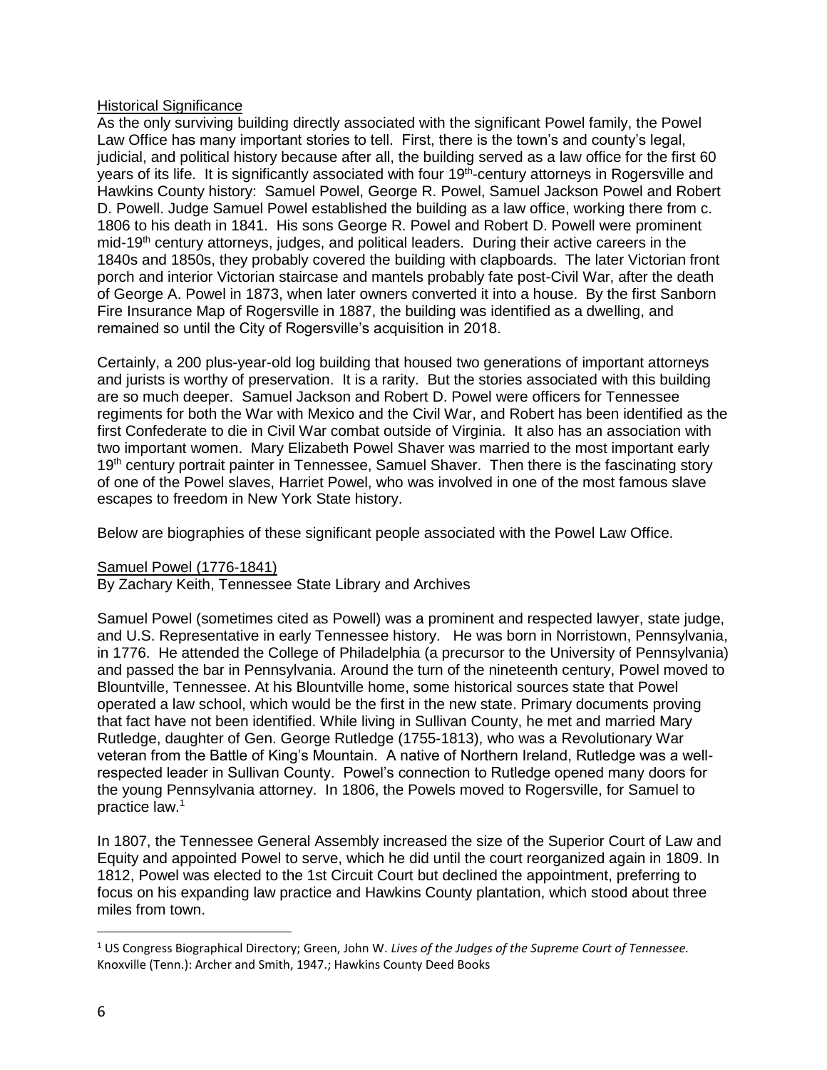## Historical Significance

As the only surviving building directly associated with the significant Powel family, the Powel Law Office has many important stories to tell. First, there is the town's and county's legal, judicial, and political history because after all, the building served as a law office for the first 60 years of its life. It is significantly associated with four 19th-century attorneys in Rogersville and Hawkins County history: Samuel Powel, George R. Powel, Samuel Jackson Powel and Robert D. Powell. Judge Samuel Powel established the building as a law office, working there from c. 1806 to his death in 1841. His sons George R. Powel and Robert D. Powell were prominent mid-19th century attorneys, judges, and political leaders. During their active careers in the 1840s and 1850s, they probably covered the building with clapboards. The later Victorian front porch and interior Victorian staircase and mantels probably fate post-Civil War, after the death of George A. Powel in 1873, when later owners converted it into a house. By the first Sanborn Fire Insurance Map of Rogersville in 1887, the building was identified as a dwelling, and remained so until the City of Rogersville's acquisition in 2018.

Certainly, a 200 plus-year-old log building that housed two generations of important attorneys and jurists is worthy of preservation. It is a rarity. But the stories associated with this building are so much deeper. Samuel Jackson and Robert D. Powel were officers for Tennessee regiments for both the War with Mexico and the Civil War, and Robert has been identified as the first Confederate to die in Civil War combat outside of Virginia. It also has an association with two important women. Mary Elizabeth Powel Shaver was married to the most important early 19th century portrait painter in Tennessee, Samuel Shaver. Then there is the fascinating story of one of the Powel slaves, Harriet Powel, who was involved in one of the most famous slave escapes to freedom in New York State history.

Below are biographies of these significant people associated with the Powel Law Office.

## Samuel Powel (1776-1841)

By Zachary Keith, Tennessee State Library and Archives

Samuel Powel (sometimes cited as Powell) was a prominent and respected lawyer, state judge, and U.S. Representative in early Tennessee history. He was born in Norristown, Pennsylvania, in 1776. He attended the College of Philadelphia (a precursor to the University of Pennsylvania) and passed the bar in Pennsylvania. Around the turn of the nineteenth century, Powel moved to Blountville, Tennessee. At his Blountville home, some historical sources state that Powel operated a law school, which would be the first in the new state. Primary documents proving that fact have not been identified. While living in Sullivan County, he met and married Mary Rutledge, daughter of Gen. George Rutledge (1755-1813), who was a Revolutionary War veteran from the Battle of King's Mountain. A native of Northern Ireland, Rutledge was a well-respected leader in Sullivan County. Powel's connection to Rutledge opened many doors for the young Pennsylvania attorney. In 1806, the Powels moved to Rogersville, for Samuel to practice law.[1]

In 1807, the Tennessee General Assembly increased the size of the Superior Court of Law and Equity and appointed Powel to serve, which he did until the court reorganized again in 1809. In 1812, Powel was elected to the 1st Circuit Court but declined the appointment, preferring to focus on his expanding law practice and Hawkins County plantation, which stood about three miles from town.

---

[1] US Congress Biographical Directory; Green, John W. *Lives of the Judges of the Supreme Court of Tennessee.* Knoxville (Tenn.): Archer and Smith, 1947.; Hawkins County Deed Books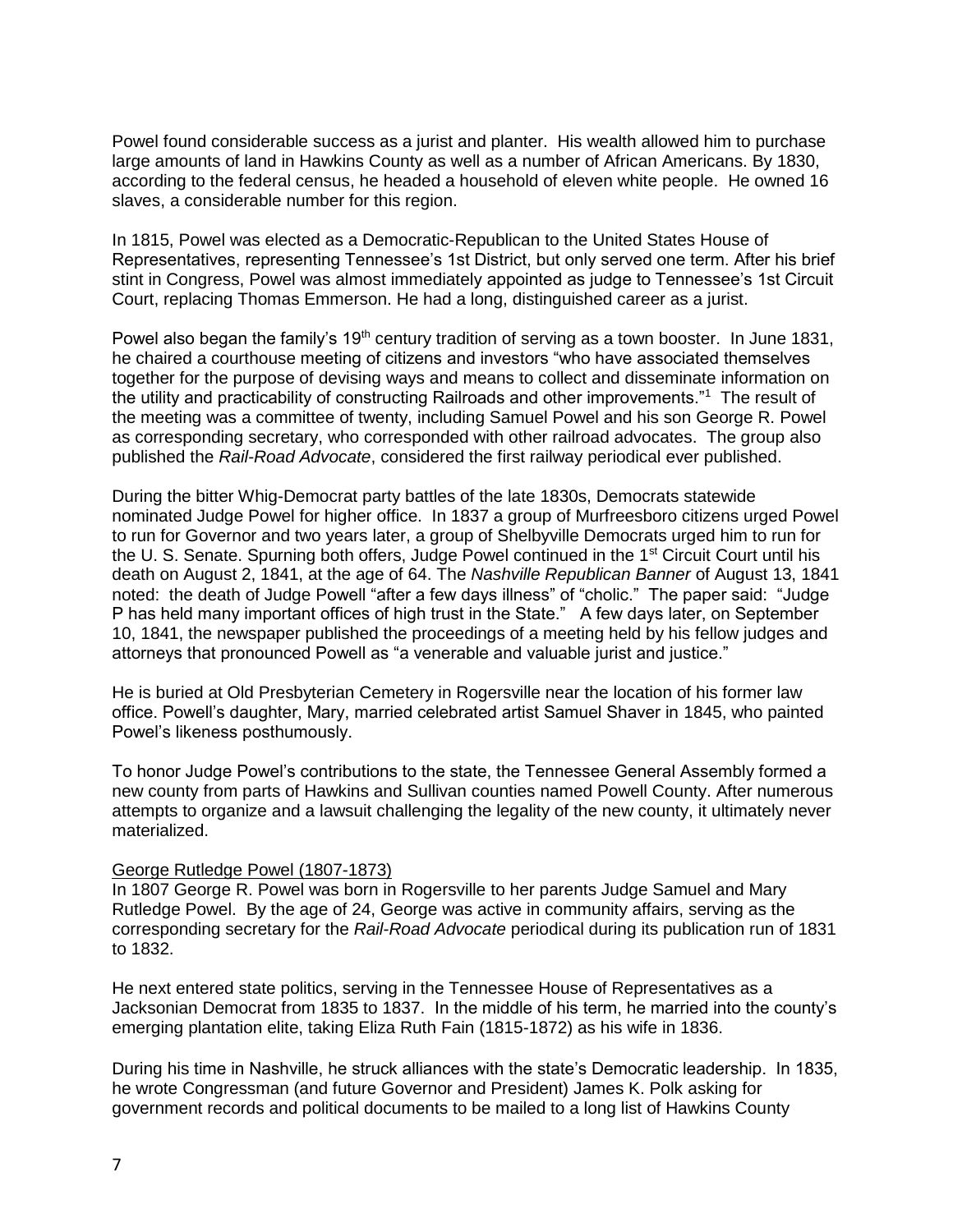Powel found considerable success as a jurist and planter. His wealth allowed him to purchase large amounts of land in Hawkins County as well as a number of African Americans. By 1830, according to the federal census, he headed a household of eleven white people. He owned 16 slaves, a considerable number for this region.

In 1815, Powel was elected as a Democratic-Republican to the United States House of Representatives, representing Tennessee's 1st District, but only served one term. After his brief stint in Congress, Powel was almost immediately appointed as judge to Tennessee's 1st Circuit Court, replacing Thomas Emmerson. He had a long, distinguished career as a jurist.

Powel also began the family's 19th century tradition of serving as a town booster. In June 1831, he chaired a courthouse meeting of citizens and investors "who have associated themselves together for the purpose of devising ways and means to collect and disseminate information on the utility and practicability of constructing Railroads and other improvements."[1] The result of the meeting was a committee of twenty, including Samuel Powel and his son George R. Powel as corresponding secretary, who corresponded with other railroad advocates. The group also published the *Rail-Road Advocate*, considered the first railway periodical ever published.

During the bitter Whig-Democrat party battles of the late 1830s, Democrats statewide nominated Judge Powel for higher office. In 1837 a group of Murfreesboro citizens urged Powel to run for Governor and two years later, a group of Shelbyville Democrats urged him to run for the U. S. Senate. Spurning both offers, Judge Powel continued in the 1st Circuit Court until his death on August 2, 1841, at the age of 64. The *Nashville Republican Banner* of August 13, 1841 noted: the death of Judge Powell "after a few days illness" of "cholic." The paper said: "Judge P has held many important offices of high trust in the State." A few days later, on September 10, 1841, the newspaper published the proceedings of a meeting held by his fellow judges and attorneys that pronounced Powell as "a venerable and valuable jurist and justice."

He is buried at Old Presbyterian Cemetery in Rogersville near the location of his former law office. Powell's daughter, Mary, married celebrated artist Samuel Shaver in 1845, who painted Powel's likeness posthumously.

To honor Judge Powel's contributions to the state, the Tennessee General Assembly formed a new county from parts of Hawkins and Sullivan counties named Powell County. After numerous attempts to organize and a lawsuit challenging the legality of the new county, it ultimately never materialized.

<u>George Rutledge Powel (1807-1873)</u>

In 1807 George R. Powel was born in Rogersville to her parents Judge Samuel and Mary Rutledge Powel. By the age of 24, George was active in community affairs, serving as the corresponding secretary for the *Rail-Road Advocate* periodical during its publication run of 1831 to 1832.

He next entered state politics, serving in the Tennessee House of Representatives as a Jacksonian Democrat from 1835 to 1837. In the middle of his term, he married into the county's emerging plantation elite, taking Eliza Ruth Fain (1815-1872) as his wife in 1836.

During his time in Nashville, he struck alliances with the state's Democratic leadership. In 1835, he wrote Congressman (and future Governor and President) James K. Polk asking for government records and political documents to be mailed to a long list of Hawkins County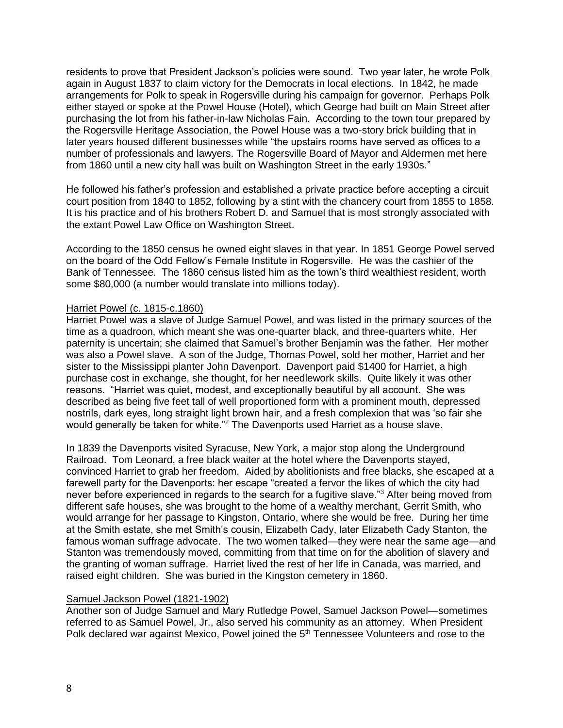residents to prove that President Jackson's policies were sound. Two year later, he wrote Polk again in August 1837 to claim victory for the Democrats in local elections. In 1842, he made arrangements for Polk to speak in Rogersville during his campaign for governor. Perhaps Polk either stayed or spoke at the Powel House (Hotel), which George had built on Main Street after purchasing the lot from his father-in-law Nicholas Fain. According to the town tour prepared by the Rogersville Heritage Association, the Powel House was a two-story brick building that in later years housed different businesses while "the upstairs rooms have served as offices to a number of professionals and lawyers. The Rogersville Board of Mayor and Aldermen met here from 1860 until a new city hall was built on Washington Street in the early 1930s."

He followed his father's profession and established a private practice before accepting a circuit court position from 1840 to 1852, following by a stint with the chancery court from 1855 to 1858. It is his practice and of his brothers Robert D. and Samuel that is most strongly associated with the extant Powel Law Office on Washington Street.

According to the 1850 census he owned eight slaves in that year. In 1851 George Powel served on the board of the Odd Fellow's Female Institute in Rogersville. He was the cashier of the Bank of Tennessee. The 1860 census listed him as the town's third wealthiest resident, worth some $80,000 (a number would translate into millions today).

## Harriet Powel (c. 1815-c.1860)

Harriet Powel was a slave of Judge Samuel Powel, and was listed in the primary sources of the time as a quadroon, which meant she was one-quarter black, and three-quarters white. Her paternity is uncertain; she claimed that Samuel's brother Benjamin was the father. Her mother was also a Powel slave. A son of the Judge, Thomas Powel, sold her mother, Harriet and her sister to the Mississippi planter John Davenport. Davenport paid $1400 for Harriet, a high purchase cost in exchange, she thought, for her needlework skills. Quite likely it was other reasons. "Harriet was quiet, modest, and exceptionally beautiful by all account. She was described as being five feet tall of well proportioned form with a prominent mouth, depressed nostrils, dark eyes, long straight light brown hair, and a fresh complexion that was 'so fair she would generally be taken for white."[2] The Davenports used Harriet as a house slave.

In 1839 the Davenports visited Syracuse, New York, a major stop along the Underground Railroad. Tom Leonard, a free black waiter at the hotel where the Davenports stayed, convinced Harriet to grab her freedom. Aided by abolitionists and free blacks, she escaped at a farewell party for the Davenports: her escape "created a fervor the likes of which the city had never before experienced in regards to the search for a fugitive slave."[3] After being moved from different safe houses, she was brought to the home of a wealthy merchant, Gerrit Smith, who would arrange for her passage to Kingston, Ontario, where she would be free. During her time at the Smith estate, she met Smith's cousin, Elizabeth Cady, later Elizabeth Cady Stanton, the famous woman suffrage advocate. The two women talked—they were near the same age—and Stanton was tremendously moved, committing from that time on for the abolition of slavery and the granting of woman suffrage. Harriet lived the rest of her life in Canada, was married, and raised eight children. She was buried in the Kingston cemetery in 1860.

## Samuel Jackson Powel (1821-1902)

Another son of Judge Samuel and Mary Rutledge Powel, Samuel Jackson Powel—sometimes referred to as Samuel Powel, Jr., also served his community as an attorney. When President Polk declared war against Mexico, Powel joined the 5th Tennessee Volunteers and rose to the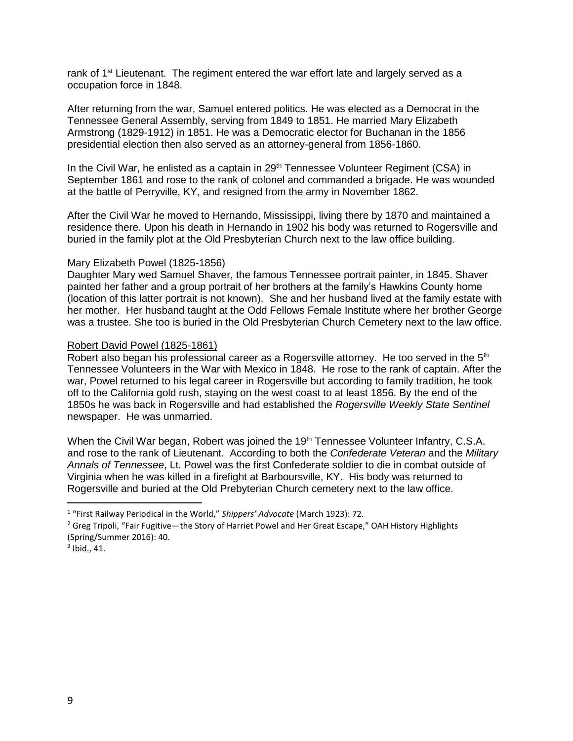rank of 1st Lieutenant. The regiment entered the war effort late and largely served as a occupation force in 1848.

After returning from the war, Samuel entered politics. He was elected as a Democrat in the Tennessee General Assembly, serving from 1849 to 1851. He married Mary Elizabeth Armstrong (1829-1912) in 1851. He was a Democratic elector for Buchanan in the 1856 presidential election then also served as an attorney-general from 1856-1860.

In the Civil War, he enlisted as a captain in 29th Tennessee Volunteer Regiment (CSA) in September 1861 and rose to the rank of colonel and commanded a brigade. He was wounded at the battle of Perryville, KY, and resigned from the army in November 1862.

After the Civil War he moved to Hernando, Mississippi, living there by 1870 and maintained a residence there. Upon his death in Hernando in 1902 his body was returned to Rogersville and buried in the family plot at the Old Presbyterian Church next to the law office building.

Mary Elizabeth Powel (1825-1856)

Daughter Mary wed Samuel Shaver, the famous Tennessee portrait painter, in 1845. Shaver painted her father and a group portrait of her brothers at the family's Hawkins County home (location of this latter portrait is not known). She and her husband lived at the family estate with her mother. Her husband taught at the Odd Fellows Female Institute where her brother George was a trustee. She too is buried in the Old Presbyterian Church Cemetery next to the law office.

Robert David Powel (1825-1861)

Robert also began his professional career as a Rogersville attorney. He too served in the 5th Tennessee Volunteers in the War with Mexico in 1848. He rose to the rank of captain. After the war, Powel returned to his legal career in Rogersville but according to family tradition, he took off to the California gold rush, staying on the west coast to at least 1856. By the end of the 1850s he was back in Rogersville and had established the *Rogersville Weekly State Sentinel* newspaper. He was unmarried.

When the Civil War began, Robert was joined the 19th Tennessee Volunteer Infantry, C.S.A. and rose to the rank of Lieutenant. According to both the *Confederate Veteran* and the *Military Annals of Tennessee*, Lt. Powel was the first Confederate soldier to die in combat outside of Virginia when he was killed in a firefight at Barboursville, KY. His body was returned to Rogersville and buried at the Old Prebyterian Church cemetery next to the law office.

---

[1] "First Railway Periodical in the World," *Shippers' Advocate* (March 1923): 72.

[2] Greg Tripoli, "Fair Fugitive—the Story of Harriet Powel and Her Great Escape," OAH History Highlights (Spring/Summer 2016): 40.

[3] Ibid., 41.